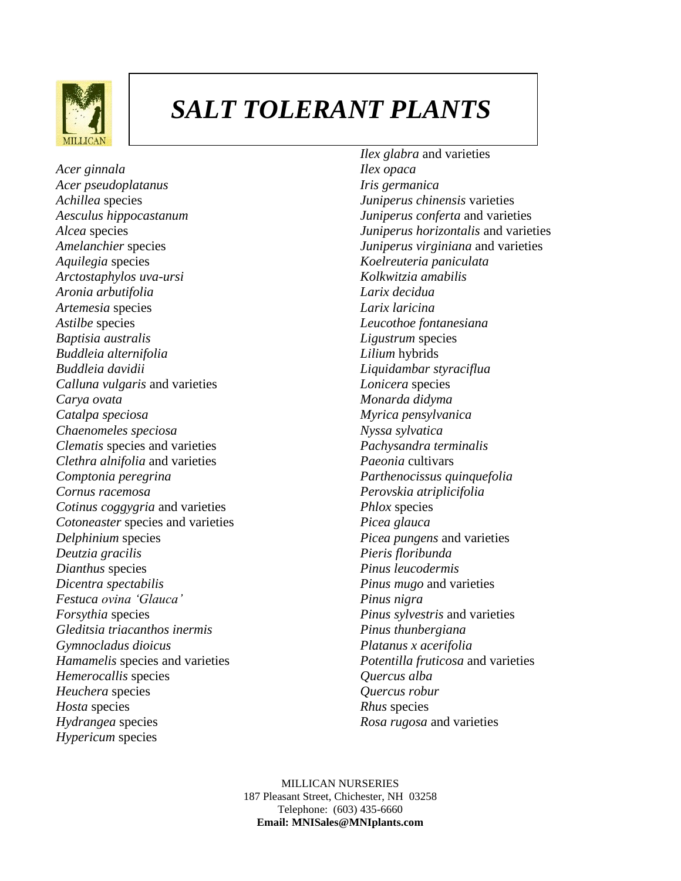# *SALT TOLERANT PLANTS*

*Acer ginnala*
*Acer pseudoplatanus*
*Achillea* species
*Aesculus hippocastanum*
*Alcea* species
*Amelanchier* species
*Aquilegia* species
*Arctostaphylos uva-ursi*
*Aronia arbutifolia*
*Artemesia* species
*Astilbe* species
*Baptisia australis*
*Buddleia alternifolia*
*Buddleia davidii*
*Calluna vulgaris* and varieties
*Carya ovata*
*Catalpa speciosa*
*Chaenomeles speciosa*
*Clematis* species and varieties
*Clethra alnifolia* and varieties
*Comptonia peregrina*
*Cornus racemosa*
*Cotinus coggygria* and varieties
*Cotoneaster* species and varieties
*Delphinium* species
*Deutzia gracilis*
*Dianthus* species
*Dicentra spectabilis*
*Festuca ovina 'Glauca'*
*Forsythia* species
*Gleditsia triacanthos inermis*
*Gymnocladus dioicus*
*Hamamelis* species and varieties
*Hemerocallis* species
*Heuchera* species
*Hosta* species
*Hydrangea* species
*Hypericum* species
*Ilex glabra* and varieties
*Ilex opaca*
*Iris germanica*
*Juniperus chinensis* varieties
*Juniperus conferta* and varieties
*Juniperus horizontalis* and varieties
*Juniperus virginiana* and varieties
*Koelreuteria paniculata*
*Kolkwitzia amabilis*
*Larix decidua*
*Larix laricina*
*Leucothoe fontanesiana*
*Ligustrum* species
*Lilium* hybrids
*Liquidambar styraciflua*
*Lonicera* species
*Monarda didyma*
*Myrica pensylvanica*
*Nyssa sylvatica*
*Pachysandra terminalis*
*Paeonia* cultivars
*Parthenocissus quinquefolia*
*Perovskia atriplicifolia*
*Phlox* species
*Picea glauca*
*Picea pungens* and varieties
*Pieris floribunda*
*Pinus leucodermis*
*Pinus mugo* and varieties
*Pinus nigra*
*Pinus sylvestris* and varieties
*Pinus thunbergiana*
*Platanus x acerifolia*
*Potentilla fruticosa* and varieties
*Quercus alba*
*Quercus robur*
*Rhus* species
*Rosa rugosa* and varieties

MILLICAN NURSERIES
187 Pleasant Street, Chichester, NH 03258
Telephone: (603) 435-6660
**Email: MNISales@MNIplants.com**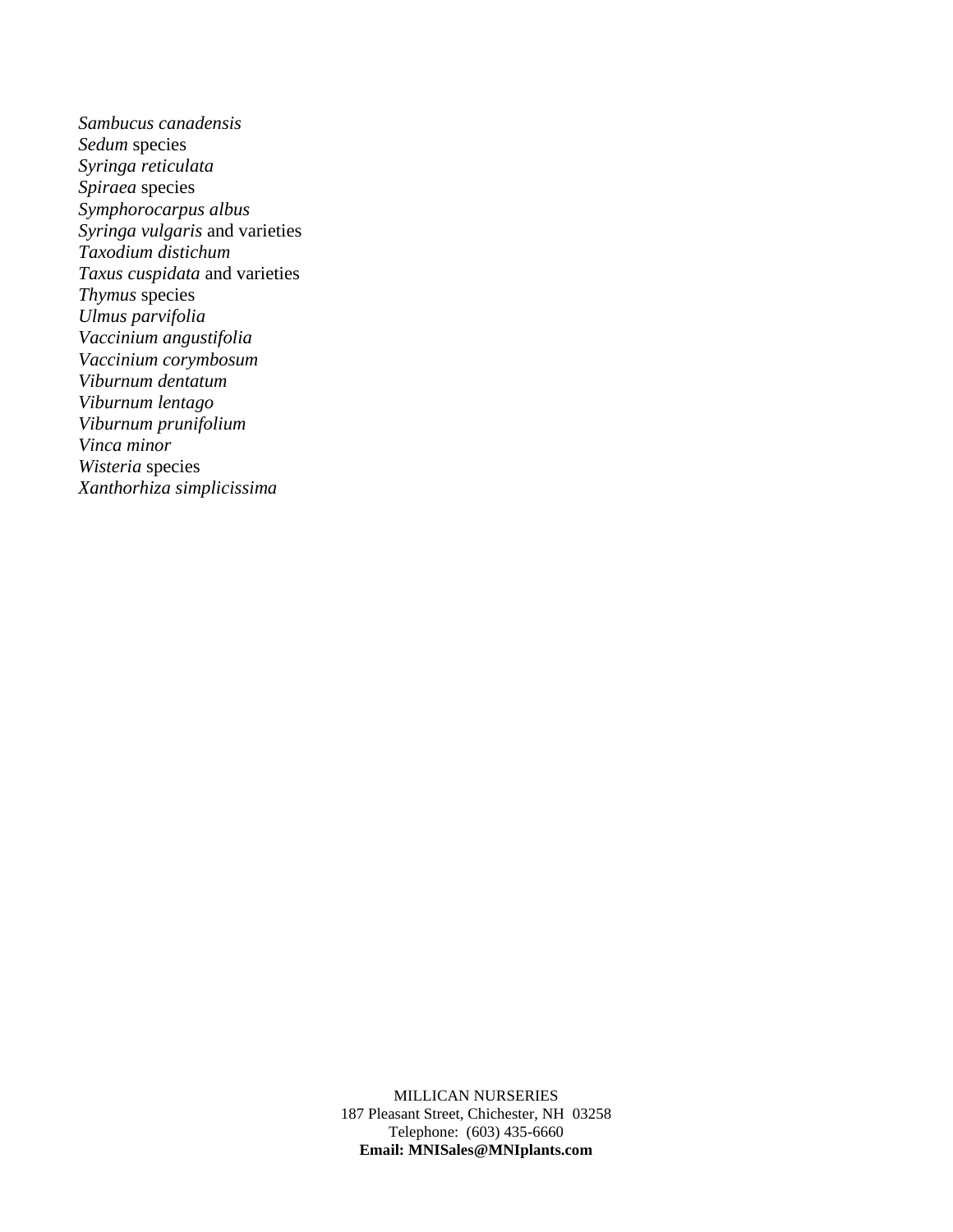*Sambucus canadensis*
*Sedum* species
*Syringa reticulata*
*Spiraea* species
*Symphorocarpus albus*
*Syringa vulgaris* and varieties
*Taxodium distichum*
*Taxus cuspidata* and varieties
*Thymus* species
*Ulmus parvifolia*
*Vaccinium angustifolia*
*Vaccinium corymbosum*
*Viburnum dentatum*
*Viburnum lentago*
*Viburnum prunifolium*
*Vinca minor*
*Wisteria* species
*Xanthorhiza simplicissima*

MILLICAN NURSERIES
187 Pleasant Street, Chichester, NH 03258
Telephone: (603) 435-6660
**Email: MNISales@MNIplants.com**